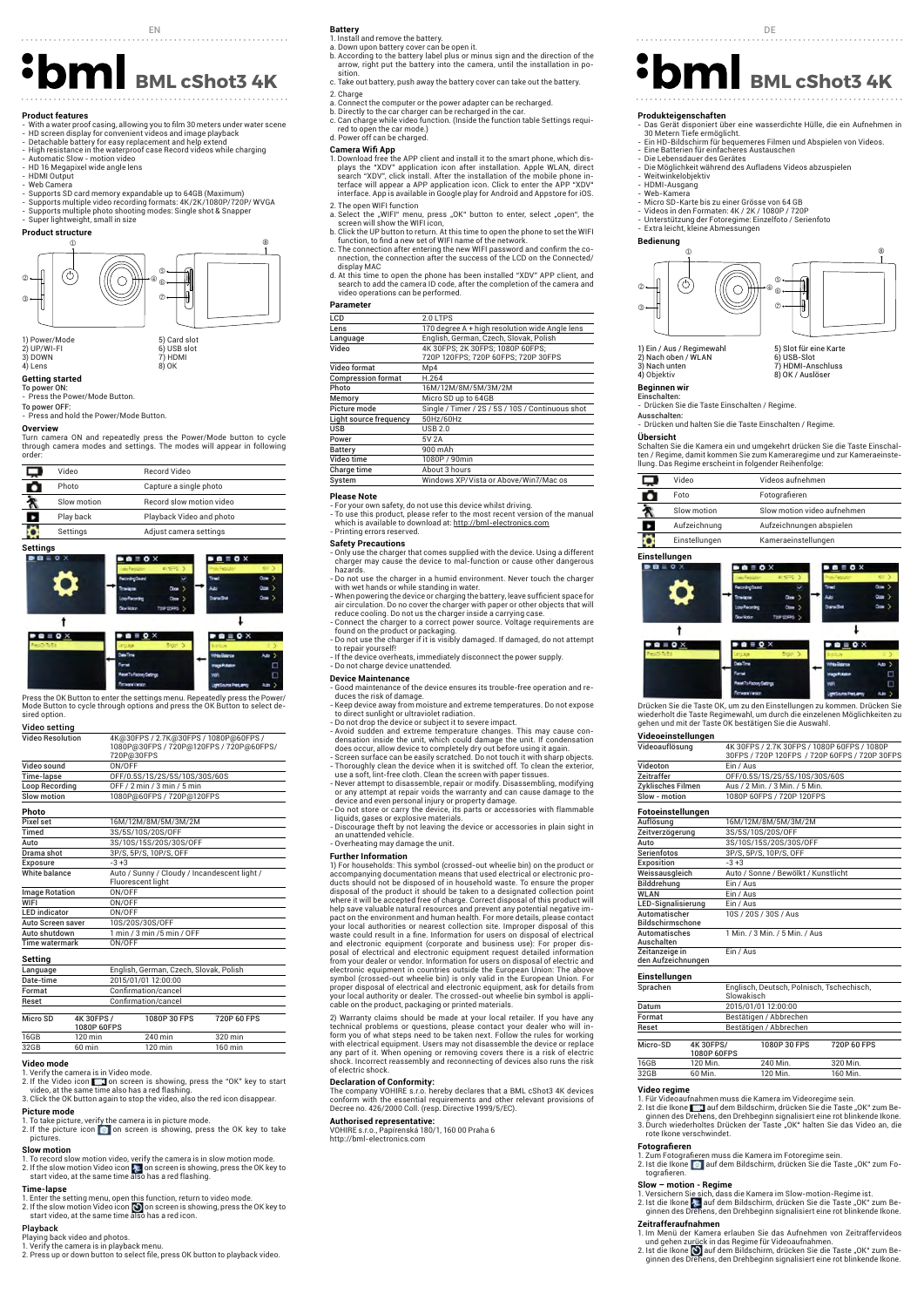EN

# bml BML cShot3 4K

## Product features

- With a water proof casing, allowing you to film 30 meters under water scene
- HD screen display for convenient videos and image playback
- Detachable battery for easy replacement and help extend
- High resistance in the waterproof case Record videos while charging
- Automatic Slow - motion video
- HD 16 Megapixel wide angle lens
- HDMI Output
- Web Camera
- Supports SD card memory expandable up to 64GB (Maximum)
- Supports multiple video recording formats: 4K/2K/1080P/720P/ WVGA
- Supports multiple photo shooting modes: Single shot & Snapper
- Super lightweight, small in size

## Product structure

1) Power/Mode
2) UP/WI-FI
3) DOWN
4) Lens
5) Card slot
6) USB slot
7) HDMI
8) OK

## Getting started

To power ON:
- Press the Power/Mode Button.

To power OFF:
- Press and hold the Power/Mode Button.

## Overview

Turn camera ON and repeatedly press the Power/Mode button to cycle through camera modes and settings. The modes will appear in following order:

| | | |
|---|---|---|
| | Video | Record Video |
| | Photo | Capture a single photo |
| | Slow motion | Record slow motion video |
| | Play back | Playback Video and photo |
| | Settings | Adjust camera settings |

## Settings

Press the OK Button to enter the settings menu. Repeatedly press the Power/Mode Button to cycle through options and press the OK Button to select desired option.

### Video setting

| | |
|---|---|
| Video Resolution | 4K@30FPS / 2.7K@30FPS / 1080P@60FPS / 1080P@30FPS / 720P@120FPS / 720P@60FPS/ 720P@30FPS |
| Video sound | ON/OFF |
| Time-lapse | OFF/0.5S/1S/2S/5S/10S/30S/60S |
| Loop Recording | OFF / 2 min / 3 min / 5 min |
| Slow motion | 1080P@60FPS / 720P@120FPS |

### Photo

| | |
|---|---|
| Pixel set | 16M/12M/8M/5M/3M/2M |
| Timed | 3S/5S/10S/20S/OFF |
| Auto | 3S/10S/15S/20S/30S/OFF |
| Drama shot | 3P/S, 5P/S, 10P/S, OFF |
| Exposure | -3 +3 |
| White balance | Auto / Sunny / Cloudy / Incandescent light / Fluorescent light |
| Image Rotation | ON/OFF |
| WIFI | ON/OFF |
| LED indicator | ON/OFF |
| Auto Screen saver | 10S/20S/30S/OFF |
| Auto shutdown | 1 min / 3 min /5 min / OFF |
| Time watermark | ON/OFF |

### Setting

| | |
|---|---|
| Language | English, German, Czech, Slovak, Polish |
| Date-time | 2015/01/01 12:00:00 |
| Format | Confirmation/cancel |
| Reset | Confirmation/cancel |

| Micro SD | 4K 30FPS / 1080P 60FPS | 1080P 30 FPS | 720P 60 FPS |
|---|---|---|---|
| 16GB | 120 min | 240 min | 320 min |
| 32GB | 60 min | 120 min | 160 min |

### Video mode

1. Verify the camera is in Video mode.
2. If the Video icon on screen is showing, press the "OK" key to start video, at the same time also has a red flashing.
3. Click the OK button again to stop the video, also the red icon disappear.

### Picture mode

1. To take picture, verify the camera is in picture mode.
2. If the picture icon on screen is showing, press the OK key to take pictures.

### Slow motion

1. To record slow motion video, verify the camera is in slow motion mode.
2. If the slow motion Video icon on screen is showing, press the OK key to start video, at the same time also has a red flashing.

### Time-lapse

1. Enter the setting menu, open this function, return to video mode.
2. If the slow motion Video icon on screen is showing, press the OK key to start video, at the same time also has a red icon.

### Playback

Playing back video and photos.
1. Verify the camera is in playback menu.
2. Press up or down button to select file, press OK button to playback video.

### Battery

1. Install and remove the battery.
a. Down upon battery cover can be open it.
b. According to the battery label plus or minus sign and the direction of the arrow, right put the battery into the camera, until the installation in position.
c. Take out battery, push away the battery cover can take out the battery.

2. Charge
a. Connect the computer or the power adapter can be recharged.
b. Directly to the car charger can be recharged in the car.
c. Can charge while video function. (Inside the function table Settings required to open the car charge on)
d. Power off can be charged.

### Camera Wifi App

1. Download free the APP client and install it to the smart phone, which displays the "XDV" application icon after installation. Apple WLAN, direct search "XDV", click install. After the installation of the mobile phone interface will appear a APP application icon. Click to enter the APP "XDV" interface. App is available in Google play for Android and Appstore for iOS.

2. The open WIFI function
a. Select the „WIFI" menu, press „OK" button to enter, select „open", the screen will show the WIFI icon,
b. Click the UP button to return. At this time to open the phone to set the WIFI function, to find a new set of WIFI name of the network.
c. The connection after entering the new WIFI password and confirm the connection, the connection after the success of the LCD on the Connected/ display MAC
d. At this time to open the phone has been installed "XDV" APP client, and search to add the camera ID code, after the completion of the camera and video operations can be performed.

### Parameter

| | |
|---|---|
| LCD | 2.0 LTPS |
| Lens | 170 degree A + high resolution wide Angle lens |
| Language | English, German, Czech, Slovak, Polish |
| Video | 4K 30FPS; 2K 30FPS; 1080P 60FPS; 720P 120FPS; 720P 60FPS; 720P 30FPS |
| Video format | Mp4 |
| Compression format | H.264 |
| Photo | 16M/12M/8M/5M/3M/2M |
| Memory | Micro SD up to 64GB |
| Picture mode | Single / Timer / 2S / 5S / 10S / Continuous shot |
| Light source frequency | 50Hz/60Hz |
| USB | USB 2.0 |
| Power | 5V 2A |
| Battery | 900 mAh |
| Video time | 1080P / 90min |
| Charge time | About 3 hours |
| System | Windows XP/Vista or Above/Win7/Mac os |

### Please Note

- For your own safety, do not use this device whilst driving.
- To use this product, please refer to the most recent version of the manual which is available to download at: http://bml-electronics.com
- Printing errors reserved.

### Safety Precautions

- Only use the charger that comes supplied with the device. Using a different charger may cause the device to mal-function or cause other dangerous hazards.
- Do not use the charger in a humid environment. Never touch the charger with wet hands or while standing in water.
- When powering the device or charging the battery, leave sufficient space for air circulation. Do no cover the charger with paper or other objects that will reduce cooling. Do not us the charger inside a carrying case.
- Connect the charger to a correct power source. Voltage requirements are found on the product or packaging.
- Do not use the charger if it is visibly damaged. If damaged, do not attempt to repair yourself!
- If the device overheats, immediately disconnect the power supply.
- Do not charge device unattended.

### Device Maintenance

- Good maintenance of the device ensures its trouble-free operation and reduces the risk of damage.
- Keep device away from moisture and extreme temperatures. Do not expose to direct sunlight or ultraviolet radiation.
- Do not drop the device or subject it to severe impact.
- Avoid sudden and extreme temperature changes. This may cause condensation inside the unit, which could damage the unit. If condensation does occur, allow device to completely dry out before using it again.
- Screen surface can be easily scratched. Do not touch it with sharp objects.
- Thoroughly clean the device when it is switched off. To clean the exterior, use a soft, lint-free cloth. Clean the screen with paper tissues.
- Never attempt to disassemble, repair or modify. Disassembling, modifying or any attempt at repair voids the warranty and can cause damage to the device and even personal injury or property damage.
- Do not store or carry the device, its parts or accessories with flammable liquids, gases or explosive materials.
- Discourage theft by not leaving the device or accessories in plain sight in an unattended vehicle.
- Overheating may damage the unit.

### Further Information

1) For households: This symbol (crossed-out wheelie bin) on the product or accompanying documentation means that used electrical or electronic products should not be disposed of in household waste. To ensure the proper disposal of the product it should be taken to a designated collection point where it will be accepted free of charge. Correct disposal of this product will help save valuable natural resources and prevent any potential negative impact on the environment and human health. For more details, please contact your local authorities or nearest collection site. Improper disposal of this waste could result in a fine. Information for users on disposal of electrical and electronic equipment (corporate and business use): For proper disposal of electrical and electronic equipment request detailed information from your dealer or vendor. Information for users on disposal of electrical and electronic equipment in countries outside the European Union: The above symbol (crossed-out wheelie bin) is only valid in the European Union. For proper disposal of electrical and electronic equipment, ask for details from your local authority or dealer. The crossed-out wheelie bin symbol is applicable on the product, packaging or printed materials.

2) Warranty claims should be made at your local retailer. If you have any technical problems or questions, please contact your dealer who will inform you of what steps need to be taken next. Follow the rules for working with electrical equipment. Users may not disassemble the device or replace any part of it. When opening or removing covers there is a risk of electric shock. Incorrect reassembly and reconnecting of devices also runs the risk of electric shock.

### Declaration of Conformity:

The company VOHIRE s.r.o. hereby declares that a BML cShot3 4K devices conform with the essential requirements and other relevant provisions of Decree no. 426/2000 Coll. (resp. Directive 1999/5/EC).

### Authorised representative:

VOHIRE s.r.o., Papirenská 180/1, 160 00 Praha 6
http://bml-electronics.com

DE

# bml BML cShot3 4K

## Produkteigenschaften

- Das Gerät disponiert über eine wasserdichte Hülle, die ein Aufnehmen in 30 Metern Tiefe ermöglicht.
- Ein HD-Bildschirm für bequemeres Filmen und Abspielen von Videos.
- Eine Batterien für einfacheres Austauschen
- Die Lebensdauer des Gerätes
- Die Möglichkeit während des Aufladens Videos abzuspielen
- Weitwinkelobjektiv
- HDMI-Ausgang
- Web-Kamera
- Micro SD-Karte bis zu einer Grösse von 64 GB
- Videos in den Formaten: 4K / 2K / 1080P / 720P
- Unterstützung der Fotoregime: Einzelfoto / Serienfoto
- Extra leicht, kleine Abmessungen

## Bedienung

1) Ein / Aus / Regimewahl
2) Nach oben / WLAN
3) Nach unten
4) Objektiv
5) Slot für eine Karte
6) USB-Slot
7) HDMI-Anschluss
8) OK / Auslöser

## Beginnen wir

Einschalten:
- Drücken Sie die Taste Einschalten / Regime.

Ausschalten:
- Drücken und halten Sie die Taste Einschalten / Regime.

## Übersicht

Schalten Sie die Kamera ein und umgekehrt drücken Sie die Taste Einschalten / Regime, damit kommen Sie zum Kameraregime und zur Kameraeinstellung. Das Regime erscheint in folgender Reihenfolge:

| | | |
|---|---|---|
| | Video | Videos aufnehmen |
| | Foto | Fotografieren |
| | Slow motion | Slow motion video aufnehmen |
| | Aufzeichnung | Aufzeichnungen abspielen |
| | Einstellungen | Kameraeinstellungen |

## Einstellungen

Drücken Sie die Taste OK, um zu den Einstellungen zu kommen. Drücken Sie wiederholt die Taste Regimewahl, um durch die einzelnen Möglichkeiten zu gehen und mit der Taste OK bestätigen Sie die Auswahl.

### Videoeinstellungen

| | |
|---|---|
| Videoauflösung | 4K 30FPS / 2.7K 30FPS / 1080P 60FPS / 1080P 30FPS / 720P 120FPS / 720P 60FPS / 720P 30FPS |
| Videoton | Ein / Aus |
| Zeitraffer | OFF/0.5S/1S/2S/5S/10S/30S/60S |
| Zyklisches Filmen | Aus / 2 Min. / 3 Min. / 5 Min. |
| Slow - motion | 1080P 60FPS / 720P 120FPS |

### Fotoeinstellungen

| | |
|---|---|
| Auflösung | 16M/12M/8M/5M/3M/2M |
| Zeitverzögerung | 3S/5S/10S/20S/OFF |
| Auto | 3S/10S/15S/20S/30S/OFF |
| Serienfotos | 3P/S, 5P/S, 10P/S, OFF |
| Exposition | -3 +3 |
| Weissausgleich | Auto / Sonne / Bewölkt / Kunstlicht |
| Bilddrehung | Ein / Aus |
| WLAN | Ein / Aus |
| LED-Signalisierung | Ein / Aus |
| Automatischer Bildschirmschone | 10S / 20S / 30S / Aus |
| Automatisches Auschalten | 1 Min. / 3 Min. / 5 Min. / Aus |
| Zeitanzeige in den Aufzeichnungen | Ein / Aus |

### Einstellungen

| | |
|---|---|
| Sprachen | Englisch, Deutsch, Polnisch, Tschechisch, Slowakisch |
| Datum | 2015/01/01 12:00:00 |
| Format | Bestätigen / Abbrechen |
| Reset | Bestätigen / Abbrechen |

| Micro-SD | 4K 30FPS/ 1080P 60FPS | 1080P 30 FPS | 720P 60 FPS |
|---|---|---|---|
| 16GB | 120 Min. | 240 Min. | 320 Min. |
| 32GB | 60 Min. | 120 Min. | 160 Min. |

### Video regime

1. Für Videoaufnahmen muss die Kamera im Videoregime sein.
2. Ist die Ikone auf dem Bildschirm, drücken Sie die Taste „OK" zum Beginnen des Drehens, den Drehbeginn signalisiert eine rot blinkende Ikone.
3. Durch wiederholtes Drücken der Taste „OK" halten Sie das Video an, die rote Ikone verschwindet.

### Fotografieren

1. Zum Fotografieren muss die Kamera im Fotoregime sein.
2. Ist die Ikone auf dem Bildschirm, drücken Sie die Taste „OK" zum Fotografieren.

### Slow – motion - Regime

1. Versichern Sie sich, dass die Kamera im Slow-motion-Regime ist.
2. Ist die Ikone auf dem Bildschirm, drücken Sie die Taste „OK" zum Beginnen des Drehens, den Drehbeginn signalisiert eine rot blinkende Ikone.

### Zeitrafferaufnahmen

1. Im Menü der Kamera erlauben Sie das Aufnehmen von Zeitraffervideos und gehen zurück in das Regime für Videoaufnahmen.
2. Ist die Ikone auf dem Bildschirm, drücken Sie die Taste „OK" zum Beginnen des Drehens, den Drehbeginn signalisiert eine rot blinkende Ikone.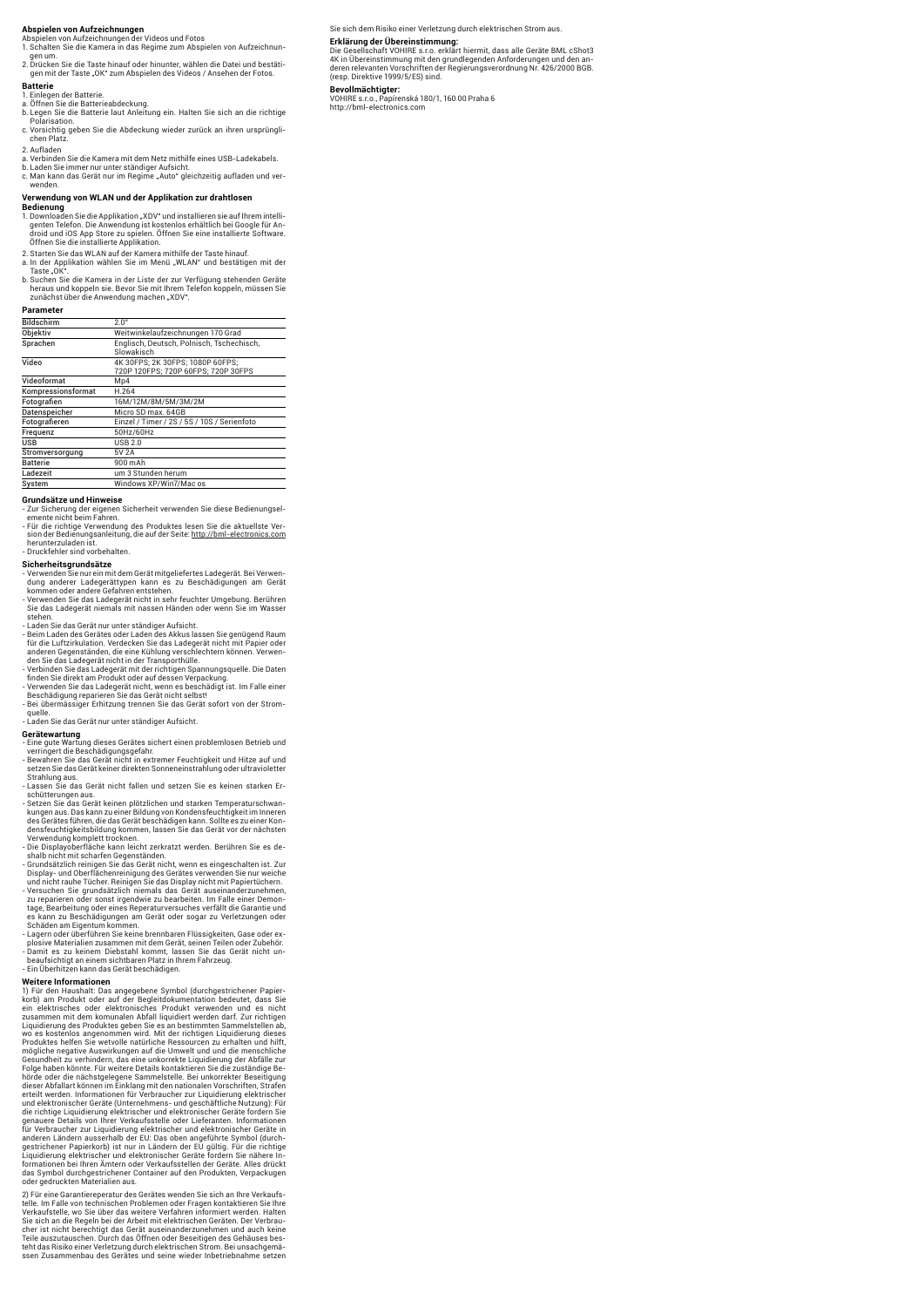### Abspielen von Aufzeichnungen

Abspielen von Aufzeichnungen der Videos und Fotos

1. Schalten Sie die Kamera in das Regime zum Abspielen von Aufzeichnungen um.
2. Drücken Sie die Taste hinauf oder hinunter, wählen die Datei und bestätigen mit der Taste „OK" zum Abspielen des Videos / Ansehen der Fotos.

### Batterie

1. Einlegen der Batterie.
a. Öffnen Sie die Batterieabdeckung.
b. Legen Sie die Batterie laut Anleitung ein. Halten Sie sich an die richtige Polarisation.
c. Vorsichtig geben Sie die Abdeckung wieder zurück an ihren ursprünglichen Platz.

2. Aufladen
a. Verbinden Sie die Kamera mit dem Netz mithilfe eines USB-Ladekabels.
b. Laden Sie immer nur unter ständiger Aufsicht.
c. Man kann das Gerät nur im Regime „Auto" gleichzeitig aufladen und verwenden.

### Verwendung von WLAN und der Applikation zur drahtlosen Bedienung

1. Downloaden Sie die Applikation „XDV" und installieren sie auf Ihrem intelligenten Telefon. Die Anwendung ist kostenlos erhältlich bei Google für Android und iOS App Store zu spielen. Öffnen Sie eine installierte Software. Öffnen Sie die installierte Applikation.

2. Starten Sie das WLAN auf der Kamera mithilfe der Taste hinauf.
a. In der Applikation wählen Sie im Menü „WLAN" und bestätigen mit der Taste „OK".
b. Suchen Sie die Kamera in der Liste der zur Verfügung stehenden Geräte heraus und koppeln sie. Bevor Sie mit Ihrem Telefon koppeln, müssen Sie zunächst über die Anwendung machen „XDV".

### Parameter

| | |
|---|---|
| Bildschirm | 2.0" |
| Objektiv | Weitwinkelaufzeichnungen 170 Grad |
| Sprachen | Englisch, Deutsch, Polnisch, Tschechisch, Slowakisch |
| Video | 4K 30FPS; 2K 30FPS; 1080P 60FPS; 720P 120FPS; 720P 60FPS; 720P 30FPS |
| Videoformat | Mp4 |
| Kompressionsformat | H.264 |
| Fotografien | 16M/12M/8M/5M/3M/2M |
| Datenspeicher | Micro SD max. 64GB |
| Fotografieren | Einzel / Timer / 2S / 5S / 10S / Serienfoto |
| Frequenz | 50Hz/60Hz |
| USB | USB 2.0 |
| Stromversorgung | 5V 2A |
| Batterie | 900 mAh |
| Ladezeit | um 3 Stunden herum |
| System | Windows XP/Win7/Mac os |

### Grundsätze und Hinweise

- Zur Sicherung der eigenen Sicherheit verwenden Sie diese Bedienungselemente nicht beim Fahren.
- Für die richtige Verwendung des Produktes lesen Sie die aktuellste Version der Bedienungsanleitung, die auf der Seite: http://bml-electronics.com herunterzuladen ist.
- Druckfehler sind vorbehalten.

### Sicherheitsgrundsätze

- Verwenden Sie nur ein mit dem Gerät mitgeliefertes Ladegerät. Bei Verwendung anderer Ladegerättypen kann es zu Beschädigungen am Gerät kommen oder andere Gefahren entstehen.
- Verwenden Sie das Ladegerät nicht in sehr feuchter Umgebung. Berühren Sie das Ladegerät niemals mit nassen Händen oder wenn Sie im Wasser stehen.
- Laden Sie das Gerät nur unter ständiger Aufsicht.
- Beim Laden des Gerätes oder Laden des Akkus lassen Sie genügend Raum für die Luftzirkulation. Verdecken Sie das Ladegerät nicht mit Papier oder anderen Gegenständen, die eine Kühlung verschlechtern können. Verwenden Sie das Ladegerät nicht in der Transporthülle.
- Verbinden Sie das Ladegerät mit der richtigen Spannungsquelle. Die Daten finden Sie direkt am Produkt oder auf dessen Verpackung.
- Verwenden Sie das Ladegerät nicht, wenn es beschädigt ist. Im Falle einer Beschädigung reparieren Sie das Gerät nicht selbst!
- Bei übermässiger Erhitzung trennen Sie das Gerät sofort von der Stromquelle.
- Laden Sie das Gerät nur unter ständiger Aufsicht.

### Gerätewartung

- Eine gute Wartung dieses Gerätes sichert einen problemlosen Betrieb und verringert die Beschädigungsgefahr.
- Bewahren Sie das Gerät nicht in extremer Feuchtigkeit und Hitze auf und setzen Sie das Gerät keiner direkten Sonneneinstrahlung oder ultravioletter Strahlung aus.
- Lassen Sie das Gerät nicht fallen und setzen Sie es keinen starken Erschütterungen aus.
- Setzen Sie das Gerät keinen plötzlichen und starken Temperaturschwankungen aus. Das kann zu einer Bildung von Kondensfeuchtigkeit im Inneren des Gerätes führen, die das Gerät beschädigen kann. Sollte es zu einer Kondensfeuchtigkeitsbildung kommen, lassen Sie das Gerät vor der nächsten Verwendung komplett trocknen.
- Die Displayoberfläche kann leicht zerkratzt werden. Berühren Sie es deshalb nicht mit scharfen Gegenständen.
- Grundsätzlich reinigen Sie das Gerät nicht, wenn es eingeschalten ist. Zur Display- und Oberflächenreinigung des Gerätes verwenden Sie nur weiche und nicht rauhe Tücher. Reinigen Sie das Display nicht mit Papiertüchern.
- Versuchen Sie grundsätzlich niemals das Gerät auseinanderzunehmen, zu reparieren oder sonst irgendwie zu bearbeiten. Im Falle einer Demontage, Bearbeitung oder eines Reperaturversuches verfällt die Garantie und es kann zu Beschädigungen am Gerät oder sogar zu Verletzungen oder Schäden am Eigentum kommen.
- Lagern oder überführen Sie keine brennbaren Flüssigkeiten, Gase oder explosive Materialien zusammen mit dem Gerät, seinen Teilen oder Zubehör.
- Damit es zu keinem Diebstahl kommt, lassen Sie das Gerät nicht unbeaufsichtigt an einem sichtbaren Platz in Ihrem Fahrzeug.
- Ein Überhitzen kann das Gerät beschädigen.

### Weitere Informationen

1) Für den Haushalt: Das angegebene Symbol (durchgestrichener Papierkorb) am Produkt oder auf der Begleitdokumentation bedeutet, dass Sie ein elektrisches oder elektronisches Produkt verwenden und es nicht zusammen mit dem komunalen Abfall liquidiert werden darf. Zur richtigen Liquidierung des Produktes geben Sie es an bestimmten Sammelstellen ab, wo es kostenlos angenommen wird. Mit der richtigen Liquidierung dieses Produktes helfen Sie wetvolle natürliche Ressourcen zu erhalten und hilft, mögliche negative Auswirkungen auf die Umwelt und und die menschliche Gesundheit zu verhindern, das eine unkorrekte Liquidierung der Abfälle zur Folge haben könnte. Für weitere Details kontaktieren Sie die zuständige Behörde oder die nächstgelegene Sammelstelle. Bei unkorrekter Beseitigung dieser Abfallart können im Einklang mit den nationalen Vorschriften, Strafen erteilt werden. Informationen für Verbraucher zur Liquidierung elektrischer und elektronischer Geräte (Unternehmens- und geschäftliche Nutzung): Für die richtige Liquidierung elektrischer und elektronischer Geräte fordern Sie genauere Details von Ihrer Verkaufsstelle oder Lieferanten. Informationen für Verbraucher zur Liquidierung elektrischer und elektronischer Geräte in anderen Ländern ausserhalb der EU: Das oben angeführte Symbol (durchgestrichener Papierkorb) ist nur in Ländern der EU gültig. Für die richtige Liquidierung elektrischer und elektronischer Geräte fordern Sie nähere Informationen bei Ihren Ämtern oder Verkaufsstellen der Geräte. Alles drückt das Symbol durchgestrichener Container auf den Produkten, Verpackungen oder gedruckten Materialien aus.

2) Für eine Garantiereparatur des Gerätes wenden Sie sich an Ihre Verkaufstelle. Im Falle von technischen Problemen oder Fragen kontaktieren Sie Ihre Verkaufstelle, wo Sie über das weitere Verfahren informiert werden. Halten Sie sich an die Regeln bei der Arbeit mit elektrischen Geräten. Der Verbraucher ist nicht berechtigt das Gerät auseinanderzunehmen und auch keine Teile auszutauschen. Durch das Öffnen oder Beseitigen des Gehäuses besteht das Risiko einer Verletzung durch elektrischen Strom. Bei unsachgemässen Zusammenbau des Gerätes und seine wieder Inbetriebnahme setzen Sie sich dem Risiko einer Verletzung durch elektrischen Strom aus.

### Erklärung der Übereinstimmung:

Die Gesellschaft VOHIRE s.r.o. erklärt hiermit, dass alle Geräte BML cShot3 4K in Übereinstimmung mit den grundlegenden Anforderungen und den anderen relevanten Vorschriften der Regierungsverordnung Nr. 426/2000 BGB. (resp. Direktive 1999/5/ES) sind.

### Bevollmächtigter:

VOHIRE s.r.o., Papírenská 180/1, 160 00 Praha 6
http://bml-electronics.com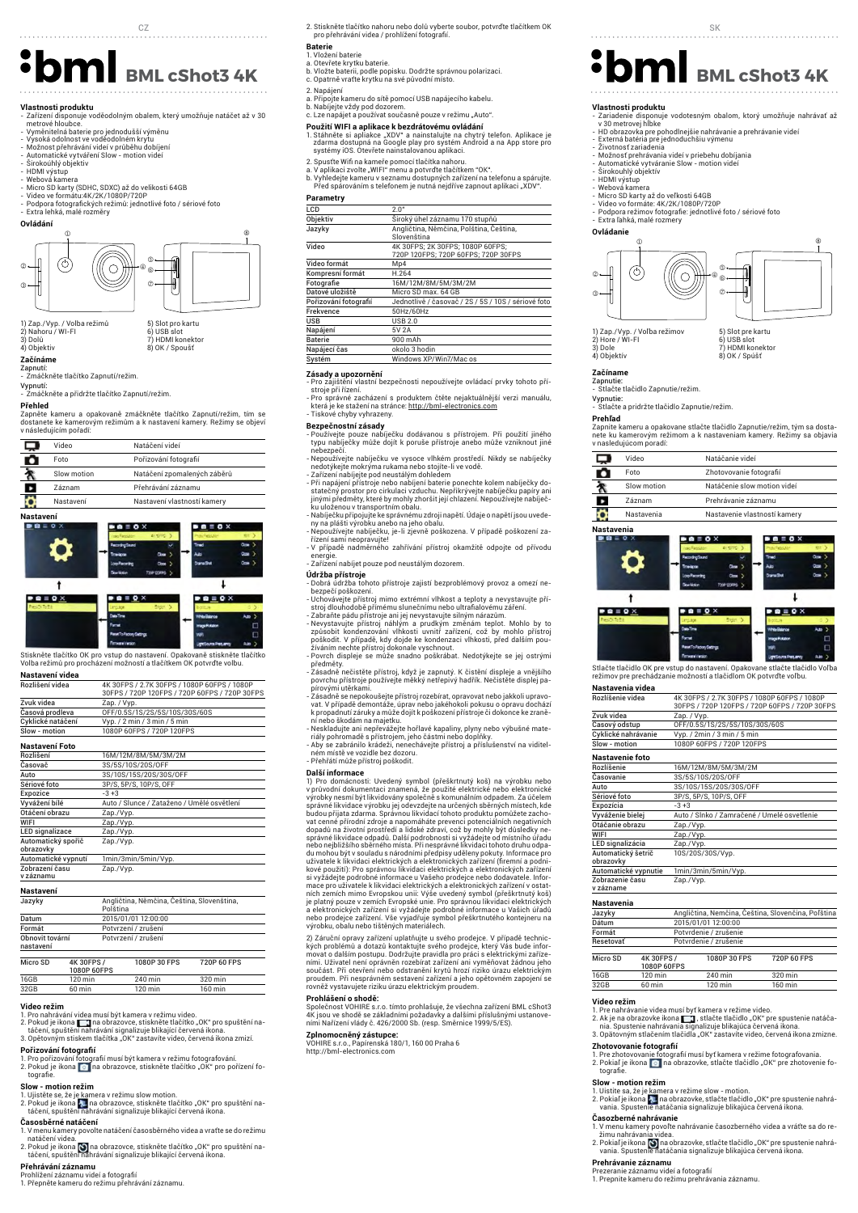CZ

# BML cShot3 4K

## Vlastnosti produktu

- Zařízení disponuje vodě­odolným obalem, který umožňuje natáčet až v 30 metrové hloubce
- Vyměnitelná baterie pro jednodušší výměnu
- Vysoká odolnost ve vodě­odolném krytu
- Možnost přehrávání videí v průběhu dobíjení
- Automatické vytváření Slow - motion videí
- Širokoúhlý objektiv
- HDMI výstup
- Webová kamera
- Micro SD karty (SDHC, SDXC) až do velikosti 64GB
- Video ve formátu:4K/2K/1080P/720P
- Podpora fotografických režimů: jednotlivé foto / sériové foto
- Extra lehká, malé rozměry

## Ovládání

1) Zap./Vyp. / Volba režimů
2) Nahoru / WI-FI
3) Dolů
4) Objektiv
5) Slot pro kartu
6) USB slot
7) HDMI konektor
8) OK / Spoušť

## Začínáme

Zapnutí:
- Zmáčkněte tlačítko Zapnutí/režim.

Vypnutí:
- Zmáčkněte a přidržte tlačítko Zapnutí/režim.

## Přehled

Zapněte kameru a opakovaně zmáčkněte tlačítko Zapnutí/režim, tím se dostanete ke kamerovým režimům a k nastavení kamery. Režimy se objeví v následujícím pořadí:

| | | |
|---|---|---|
| | Video | Natáčení videí |
| | Foto | Pořizování fotografií |
| | Slow motion | Natáčení zpomalených záběrů |
| | Záznam | Přehrávání záznamu |
| | Nastavení | Nastavení vlastností kamery |

## Nastavení

Stiskněte tlačítko OK pro vstup do nastavení. Opakovaně stiskněte tlačítko Volba režimů pro procházení možností a tlačítkem OK potvrďte volbu.

### Nastavení videa

| | |
|---|---|
| Rozlišení videa | 4K 30FPS / 2.7K 30FPS / 1080P 60FPS / 1080P 30FPS / 720P 120FPS / 720P 60FPS / 720P 30FPS |
| Zvuk videa | Zap. / Vyp. |
| Časová prodleva | OFF/0.5S/1S/2S/5S/10S/30S/60S |
| Cyklické natáčení | Vyp. / 2 min / 3 min / 5 min |
| Slow - motion | 1080P 60FPS / 720P 120FPS |

### Nastavení Foto

| | |
|---|---|
| Rozlišení | 16M/12M/8M/5M/3M/2M |
| Časovač | 3S/5S/10S/20S/OFF |
| Auto | 3S/10S/15S/20S/30S/OFF |
| Sériové foto | 3P/S, 5P/S, 10P/S, OFF |
| Expozice | -3 +3 |
| Vyvážení bílé | Auto / Slunce / Zataženo / Umělé osvětlení |
| Otáčení obrazu | Zap./Vyp. |
| WIFI | Zap./Vyp. |
| LED signalizace | Zap./Vyp. |
| Automatický spořič obrazovky | Zap./Vyp. |
| Automatické vypnutí | 1min/3min/5min/Vyp. |
| Zobrazení času v záznamu | Zap./Vyp. |

### Nastavení

| | |
|---|---|
| Jazyky | Angličtina, Němčina, Čeština, Slovenština, Polština |
| Datum | 2015/01/01 12:00:00 |
| Formát | Potvrzení / zrušení |
| Obnovit tovární nastavení | Potvrzení / zrušení |

| Micro SD | 4K 30FPS / 1080P 60FPS | 1080P 30 FPS | 720P 60 FPS |
|---|---|---|---|
| 16GB | 120 min | 240 min | 320 min |
| 32GB | 60 min | 120 min | 160 min |

### Video režim

1. Pro nahrávání videa musí být kamera v režimu video.
2. Pokud je ikona na obrazovce, stiskněte tlačítko „OK" pro spuštění natáčení, spuštění nahrávání signalizuje blikající červená ikona.
3. Opětovným stisknem tlačítka „OK" zastavíte video, červená ikona zmizí.

### Pořizování fotografií

1. Pro pořizování fotografií musí být kamera v režimu fotografování.
2. Pokud je ikona na obrazovce, stiskněte tlačítko „OK" pro pořízení fotografie.

### Slow - motion režim

1. Ujistěte se, že je kamera v režimu slow motion.
2. Pokud je ikona na obrazovce, stiskněte tlačítko „OK" pro spuštění natáčení, spuštění nahrávání signalizuje blikající červená ikona.

### Časosběrné natáčení

1. V menu kamery povolte natáčení časosběrného videa a vraťte se do režimu natáčení videa.
2. Pokud je ikona na obrazovce, stiskněte tlačítko „OK" pro spuštění natáčení, spuštění nahrávání signalizuje blikající červená ikona.

### Přehrávání záznamu

Prohlížení záznamu videí a fotografií
1. Přepněte kameru do režimu přehrávání záznamu.
2. Stiskněte tlačítko nahoru nebo dolů vyberte soubor, potvrďte tlačítkem OK pro přehrávání videa / prohlížení fotografií.

### Baterie

1. Vložení baterie
a. Otevřete krytku baterie.
b. Vložte baterii, podle popisku. Dodržte správnou polarizaci.
c. Opatrně vraťte krytku na své původní místo.

2. Napájení
a. Připojte kameru do sítě pomocí USB napájecího kabelu.
b. Nabíjejte vždy pod dozorem.
c. Lze napájet a používat současně pouze v režimu „Auto".

### Použití WIFI a aplikace k bezdrátovému ovládání

1. Stáhněte si aplikace „XDV" a nainstalujte na chytrý telefon. Aplikace je zdarma dostupná na Google play pro systém Android a na App store pro systémy iOS. Otevřete nainstalovanou aplikaci.
2. Spusťte Wifi na kameře pomocí tlačítka nahoru.
a. V aplikaci zvolte „WIFI" menu a potvrďte tlačítkem "OK".
b. Vyhledejte kameru v seznamu dostupných zařízení na telefonu a spárujte. Před spárováním s telefonem je nutná nejdříve zapnout aplikaci „XDV".

### Parametry

| | |
|---|---|
| LCD | 2.0" |
| Objektiv | Široký úhel záznamu 170 stupňů |
| Jazyky | Angličtina, Němčina, Polština, Čeština, Slovenština |
| Video | 4K 30FPS; 2K 30FPS; 1080P 60FPS; 720P 120FPS; 720P 60FPS; 720P 30FPS |
| Video formát | Mp4 |
| Kompresní formát | H.264 |
| Fotografie | 16M/12M/8M/5M/3M/2M |
| Datové uložiště | Micro SD max. 64 GB |
| Pořizování fotografií | Jednotlivé / časovač / 2S / 5S / 10S / sériové foto |
| Frekvence | 50Hz/60Hz |
| USB | USB 2.0 |
| Napájení | 5V 2A |
| Baterie | 900 mAh |
| Napájecí čas | okolo 3 hodin |
| Systém | Windows XP/Win7/Mac os |

### Zásady a upozornění

- Pro zajištění vlastní bezpečnosti nepoužívejte ovládací prvky tohoto přístroje při řízení.
- Pro správné zacházení s produktem čtěte nejaktuálnější verzi manuálu, která je ke stažení na stránce: http://bml-electronics.com
- Tiskové chyby vyhrazeny.

### Bezpečnostní zásady

- Používejte pouze nabíječku dodávanou s přístrojem. Při použití jiného typu nabíječky může dojít k poruše přístroje anebo může vzniknout jiné nebezpečí.
- Nepoužívejte nabíječku ve vysoce vlhkém prostředí. Nikdy se nabíječky nedotýkejte mokrýma rukama nebo stojíte-li ve vodě.
- Zařízení nabíjejte pod neustálým dohledem
- Při napájení přístroje nebo nabíjení baterie ponechte kolem nabíječky dostatečný prostor pro cirkulaci vzduchu. Nepřikrývejte nabíječku papíry ani jinými předměty, které by mohly zhoršit její chlazení. Nepoužívejte nabíječku uloženou v transportním obalu.
- Nabíječku připojujte ke správnému zdroji napětí. Údaje o napětí jsou uvedeny na plášti výrobku anebo na jeho obalu.
- Nepoužívejte nabíječku, je-li zjevně poškozena. V případě poškození zařízení sami neopravujte!
- V případě nadměrného zahřívání přístroj okamžitě odpojte od přívodu energie.
- Zařízení nabíjet pouze pod neustálým dozorem.

### Údržba přístroje

- Dobrá údržba tohoto přístroje zajistí bezproblémový provoz a omezí nebezpečí poškození.
- Uchovávejte přístroj mimo extrémní vlhkost a teploty a nevystavujte přístroj dlouhodobě přímému slunečnímu nebo ultrafialovému záření.
- Zabraňte pádu přístroje ani jej nevystavujte silným nárazům.
- Nevystavujte přístroj náhlým a prudkým změnám teplot. Mohlo by to způsobit kondenzování vlhkosti uvnitř zařízení, což by mohlo přístroj poškodit. V případě, kdy dojde ke kondenzaci vlhkosti, před dalším používáním nechte přístroj dokonale vyschnout.
- Povrch displeje se může snadno poškrábat. Nedotýkejte se jej ostrými předměty.
- Zásadně nečistěte přístroj, když je zapnutý. K čištění displeje a vnějšího povrchu přístroje používejte měkký netřepivý hadřík. Nečistěte displej papírovými utěrkami.
- Zásadně se nepokoušejte přístroj rozebírat, opravovat nebo jakkoli upravovat. V případě demontáže, úprav nebo jakékoli pokusu o opravu dochází k propadnutí záruky a může dojít k poškození přístroje či dokonce ke zranění nebo škodám na majetku.
- Neskladujte ani nepřevážejte hořlavé kapaliny, plyny nebo výbušné materiály pohromadě s přístrojem, jeho částmi nebo doplňky.
- Aby se zabránilo krádeži, nenechávejte přístroj a příslušenství na viditelném místě ve vozidle bez dozoru.
- Přehřátí může přístroj poškodit.

### Další informace

1) Pro domácnosti: Uvedený symbol (přeškrtnutý koš) na výrobku nebo v průvodní dokumentaci znamená, že použité elektrické nebo elektronické výrobky nesmí být likvidovány společně s komunálním odpadem. Za účelem správné likvidace výrobku jej odevzdejte na určených sběrných místech, kde budou přijata zdarma. Správnou likvidací tohoto produktu pomůžete zachovat cenné přírodní zdroje a napomáháte prevenci potenciálních negativních dopadů na životní prostředí a lidské zdraví, což by mohly být důsledky nesprávné likvidace odpadů. Další podrobnosti si vyžádejte od místního úřadu nebo nejbližšího sběrného místa. Při nesprávné likvidaci tohoto druhu odpadu mohou být v souladu s národními předpisy uděleny pokuty. Informace pro uživatele k likvidaci elektrických a elektronických zařízení (firemní a podnikové použití): Pro správnou likvidaci elektrických a elektronických zařízení si vyžádejte podrobné informace u Vašeho prodejce nebo dodavatele. Informace pro uživatele k likvidaci elektrických a elektronických zařízení v ostatních zemích mimo Evropskou unii: Výše uvedený symbol (přeškrtnutý koš) je platný pouze v zemích Evropské unie. Pro správnou likvidaci elektrických a elektronických zařízení si vyžádejte podrobné informace u Vašich úřadů nebo prodejce zařízení. Vše vyjadřuje symbol přeškrtnutého kontejneru na výrobku, obalu nebo tištěných materiálech.

2) Záruční opravy zařízení uplatňujte u svého prodejce. V případě technických problémů a dotazů kontaktujte svého prodejce, který Vás bude informovat o dalším postupu. Dodržujte pravidla pro práci s elektrickými zařízeními. Uživatel není oprávněn rozebírat zařízení ani vyměňovat žádnou jeho součást. Při otevření nebo odstranění krytů hrozí riziko úrazu elektrickým proudem. Při nesprávném sestavení zařízení a jeho opětovném zapojení se rovněž vystavujete riziku úrazu elektrickým proudem.

### Prohlášení o shodě:

Společnost VOHIRE s.r.o. tímto prohlašuje, že všechna zařízení BML cShot3 4K jsou ve shodě se základními požadavky a dalšími příslušnými ustanoveními Nařízení vlády č. 426/2000 Sb. (resp. Směrnice 1999/5/ES).

### Zplnomocněný zástupce:

VOHIRE s.r.o., Papírenská 180/1, 160 00 Praha 6
http://bml-electronics.com

SK

# BML cShot3 4K

## Vlastnosti produktu

- Zariadenie disponuje vodotesným obalom, ktorý umožňuje nahrávať až v 30 metrovej hĺbke
- HD obrazovka pre pohodlnejšie nahrávanie a prehrávanie videí
- Externá batéria pre jednoduchšiu výmenu
- Životnosť zariadenia
- Možnosť prehrávania videí v priebehu dobíjania
- Automatické vytváranie Slow - motion videí
- Širokouhlý objektív
- HDMI výstup
- Webová kamera
- Micro SD karty až do veľkosti 64GB
- Video vo formáte: 4K/2K/1080P/720P
- Podpora režimov fotografie: jednotlivé foto / sériové foto
- Extra ľahká, malé rozmery

## Ovládanie

1) Zap./Vyp. / Voľba režimov
2) Hore / WI-FI
3) Dole
4) Objektív
5) Slot pre kartu
6) USB slot
7) HDMI konektor
8) OK / Spúšť

## Začíname

Zapnutie:
- Stlačte tlačidlo Zapnutie/režim.

Vypnutie:
- Stlačte a pridržte tlačidlo Zapnutie/režim.

## Prehľad

Zapnite kameru a opakovane stlačte tlačidlo Zapnutie/režim, tým sa dostanete ku kamerovým režimom a k nastaveniam kamery. Režimy sa objavia v nasledujúcom poradí:

| | | |
|---|---|---|
| | Video | Natáčanie videí |
| | Foto | Zhotovovanie fotografií |
| | Slow motion | Natáčenie slow motion videí |
| | Záznam | Prehrávanie záznamu |
| | Nastavenia | Nastavenie vlastností kamery |

## Nastavenia

Stlačte tlačidlo OK pre vstup do nastavení. Opakovane stlačte tlačidlo Voľba režimov pre prechádzanie možností a tlačidlom OK potvrďte voľbu.

### Nastavenia videa

| | |
|---|---|
| Rozlíšenie videa | 4K 30FPS / 2.7K 30FPS / 1080P 60FPS / 1080P 30FPS / 720P 120FPS / 720P 60FPS / 720P 30FPS |
| Zvuk videa | Zap. / Vyp. |
| Časový odstup | OFF/0.5S/1S/2S/5S/10S/30S/60S |
| Cyklické nahrávanie | Vyp. / 2min / 3 min / 5 min |
| Slow - motion | 1080P 60FPS / 720P 120FPS |

### Nastavenie foto

| | |
|---|---|
| Rozlíšenie | 16M/12M/8M/5M/3M/2M |
| Časovanie | 3S/5S/10S/20S/OFF |
| Auto | 3S/10S/15S/20S/30S/OFF |
| Sériové foto | 3P/S, 5P/S, 10P/S, OFF |
| Expozícia | -3 +3 |
| Vyváženie bielej | Auto / Slnko / Zamračené / Umelé osvetlenie |
| Otáčanie obrazu | Zap./Vyp. |
| WIFI | Zap./Vyp. |
| LED signalizácia | Zap./Vyp. |
| Automatický šetrič obrazovky | 10S/20S/30S/Vyp. |
| Automatické vypnutie | 1min/3min/5min/Vyp. |
| Zobrazenie času v zázname | Zap./Vyp. |

### Nastavenia

| | |
|---|---|
| Jazyky | Angličtina, Nemčina, Čeština, Slovenčina, Poľština |
| Dátum | 2015/01/01 12:00:00 |
| Formát | Potvrdenie / zrušenie |
| Resetovať | Potvrdenie / zrušenie |

| Micro SD | 4K 30FPS / 1080P 60FPS | 1080P 30 FPS | 720P 60 FPS |
|---|---|---|---|
| 16GB | 120 min | 240 min | 320 min |
| 32GB | 60 min | 120 min | 160 min |

### Video režim

1. Pre nahrávanie videa musí byť kamera v režime videa.
2. Ak je na obrazovke ikona , stlačte tlačidlo „OK" pre spustenie natáčania. Spustenie nahrávania signalizuje blikajúca červená ikona.
3. Opätovným stlačením tlačidla „OK" zastavíte video, červená ikona zmizne.

### Zhotovovanie fotografií

1. Pre zhotovovanie fotografií musí byť kamera v režime fotografovania.
2. Pokiaľ je ikona na obrazovke, stlačte tlačidlo „OK" pre zhotovenie fotografie.

### Slow - motion režim

1. Uistite sa, že je kamera v režime slow - motion.
2. Pokiaľ je ikona na obrazovke, stlačte tlačidlo „OK" pre spustenie nahrávania. Spustenie natáčania signalizuje blikajúca červená ikona.

### Časozberné nahrávanie

1. V menu kamery povoľte nahrávanie časozberného videa a vráťte sa do režimu nahrávania videa.
2. Pokiaľ je ikona na obrazovke, stlačte tlačidlo „OK" pre spustenie nahrávania. Spustenie natáčania signalizuje blikajúca červená ikona.

### Prehrávanie záznamu

Prezeranie záznamu videí a fotografií
1. Prepnite kameru do režimu prehrávania záznamu.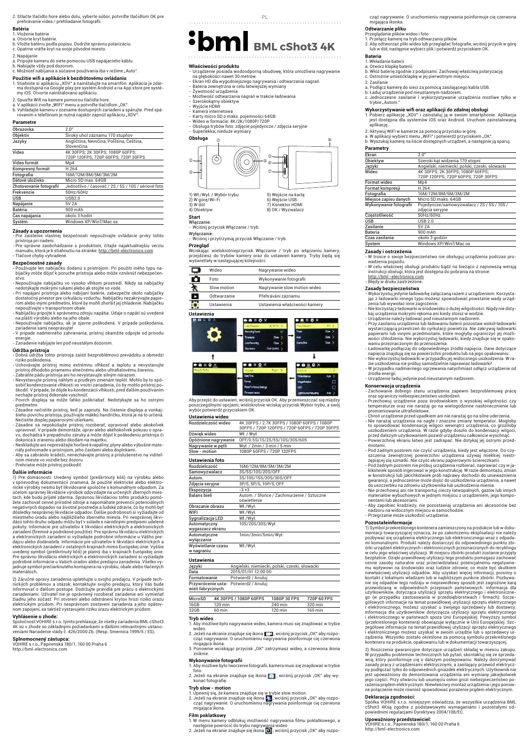2. Stlačte tlačidlo hore alebo dolu, vyberte súbor, potvrďte tlačidlom OK pre prehrávanie videa / prehliadanie fotografií.

**Batéria**

1. Vloženie batérie
a. Otvorte kryt batérie.
b. Vložte batériu podľa popisu. Dodržte správnu polarizáciu.
c. Opatrne vráťte kryt na svoje pôvodné miesto.

2. Napájanie
a. Pripojte kameru do siete pomocou USB napájacieho káblu.
b. Nabíjajte vždy pod dozorom.
c. Možnosť nabíjania a súčasne používania iba v režime „Auto".

**Použitie wifi a aplikácie k bezdrôtovému ovládaniu**

1. Stiahnite si aplikáciu „XDV" a nainštalujte na smartfón. Aplikácia je zdarma dostupná na Google play pre systém Android a na App store pre systémy iOS. Otvorte nainštalovanú aplikáciu.

2. Spusťte Wifi na kamere pomocou tlačidla hore.
a. V aplikácii zvoľte „WIFI" menu a potvrďte tlačidlom „OK".
b. Vyhľadajte kameru v zozname dostupných zariadení a spárujte. Pred spárovaním s telefónom je nutná najskôr zapnúť aplikáciu „XDV".

**Parametre**

| | |
|---|---|
| Obrazovka | 2.0" |
| Objektív | Široký uhol záznamu 170 stupňov |
| Jazyky | Angličtina, Nemčina, Poľština, Čeština, Slovenčina |
| Video | 4K 30FPS; 2K 30FPS; 1080P 60FPS; 720P 120FPS; 720P 60FPS; 720P 30FPS |
| Video formát | Mp4 |
| Kompresný formát | H.264 |
| Fotografia | 16M/12M/8M/5M/3M/2M |
| Dátové úložisko | Micro SD max. 64GB |
| Zhotovovanie fotografií | Jednotlivo / časovač / 2S / 5S / 10S / sériové foto |
| Frekvencie | 50Hz/60Hz |
| USB | USB2.0 |
| Napájanie | 5V 2A |
| Batéria | 900 mAh |
| Čas napájania | Asi 3 hodín |
| Systém | Windows XP/Win7/Mac os |

**Zásady a upozornenia**

- Pre zaistenie vlastnej bezpečnosti nepoužívajte ovládacie prvky tohto prístroja pri riadení.
- Pre správne zaobchádzanie s produktom, čítajte najaktuálnejšiu verziu manuálu, ktorá je k stiahnutiu na stránke: http://bml-electronics.com
- Tlačové chyby vyhradené.

**Bezpečnostné zásady**

- Používajte len nabíjačku dodanú s prístrojom. Pri použití iného typu nabíjačky môže dôjsť k poruche prístroja alebo môže vzniknúť nebezpečenstvo.
- Nepoužívajte nabíjačku vo vysoko vlhkom prostredí. Nikdy sa nabíjačky nedotýkajte mokrými rukami alebo ak stojíte vo vode.
- Pri napájaní prístroja alebo nabíjaní batérie, zabezpečte okolo nabíjačky dostatočný priestor pre cirkuláciu vzduchu. Nabíjačku nezakrývajte papierom alebo inými predmetmi, ktoré by mohli zhoršiť jej chladenie. Nabíjačku nepoužívajte v transportnom obale.
- Nabíjačku pripojte k správnemu zdroju napätia. Údaje o napätí sú uvedené na plášti výrobku alebo na jeho obale.
- Nepoužívajte nabíjačku, ak je zjavne poškodená. V prípade poškodenia, zariadenie sami neopravujte!
- V prípade nadmerného zahrievania, prístroj okamžite odpojte od prívodu energie.
- Zariadenie nabíjajte len pod neustálym dozorom.

**Údržba prístroja**

- Dobrá údržba tohto prístroja zaistí bezproblémovú prevádzku a obmedzí riziko poškodenia.
- Uchovávajte prístroj mimo extrémnu vlhkosť a teplotu a nevystavujte prístroj dlhodobo priamemu slnečnému alebo ultrafialovému žiareniu.
- Zabráňte pádu prístroja ani ho nevystavujte silným nárazom.
- Nevystavujte prístroj náhlym a prudkým zmenám teplôt. Mohlo by to spôsobiť kondenzovanie vlhkosti vo vnútri zariadenia, čo by mohlo prístroj poškodiť. V prípade, že dôjde ku kondenzácii vlhkosti, pred ďalším používaním nechajte prístroj dokonale vyschnúť.
- Povrch displeja sa môže ľahko poškrabať. Nedotýkajte sa ho ostrými predmetmi.
- Zásadne nečistite prístroj, keď je zapnutý. Na čistenie displeja a vonkajšieho povrchu prístroja, používajte mäkkú handričku, ktorá je na to určená. Nečistite displej papierovými utierkami.
- Zásadne sa nepokúšajte prístroj rozoberať, opravovať alebo akokoľvek upravovať. V prípade demontáže, úprav alebo akéhokoľvek pokusu o opravu, dochádza k prepadnutiu záruky a môže dôjsť k poškodeniu prístroja či dokonca k zraneniu alebo škodám na majetku.
- Neskladujte ani neprevážajte horľavé kvapaliny, plyny alebo výbušné materiály pohromade s prístrojom, jeho časťami alebo doplnkami.
- Aby sa zabránilo krádeži, nenechávajte prístroj a príslušenstvo na viditeľnom mieste vo vozidle bez dozoru.
- Prehriatie môže prístroj poškodiť.

**Ďalšie informácie**

1) Pre domácnosti: Uvedený symbol (preškrtnutý kôš) na výrobku alebo v sprievodnej dokumentácii znamená, že použité elektrické alebo elektronické výrobky nesmú byť likvidované spoločne s komunálnym odpadom. Za účelom správnej likvidácie výrobok odovzdajte na určených zberných miestach, kde budú prijaté zdarma. Správnou likvidáciou tohto produktu pomôžete zachovať cenné prírodné zdroje a napomáhate prevencii potenciálnych negatívnych dopadov na životné prostredie a ľudské zdravie, čo by mohli byť dôsledky nesprávnej likvidácie odpadov. Ďalšie podrobnosti si vyžiadajte od miestneho úradu alebo najbližšieho zberného miesta. Pri nesprávnej likvidácii tohto druhu odpadu môžu byť v súlade s národnými predpismi udelené pokuty. Informácie pre užívateľov k likvidácii elektrických a elektronických zariadení (firemné a podnikové použitie): Pre správnu likvidáciu elektrických a elektronických zariadení si vyžiadajte podrobné informácie u Vášho predajcu alebo dodávateľa. Informácie pre užívateľov k likvidácii elektrických a elektronických zariadení v ostatných krajinách mimo Európskej únie: Vyššie uvedený symbol (preškrtnutý kôš) je platný iba v krajinách Európskej únie. Pre správnu likvidáciu elektrických a elektronických zariadení si vyžiadajte podrobné informácie u Vašich úradov alebo predajcu zariadenia. Všetko vyjadruje symbol prečiarknutého kontajnera na výrobku, obale alebo tlačených materiáloch.

2) Záručné opravy zariadenia uplatňujte u svojho predajcu. V prípade technických problémov a otázok, kontaktujte svojho predajcu, ktorý Vás bude informovať o ďalšom postupe. Dodržujte pravidlá pre prácu s elektrickými zariadeniami. Užívateľ nie je oprávnený rozoberať zariadenie ani vymieňať žiadnu jeho súčasť. Pri otvorení alebo odstránení krytov hrozí riziko úrazu elektrickým prúdom. Pri nesprávnom zostavení zariadenia a jeho opätovnom zapojení, sa taktiež vystavujete riziku úrazu elektrickým prúdom.

**Vyhlásenie o zhode:**
Spoločnosť VOHIRE s.r.o. týmto prehlasuje, že všetky zariadenia BML cShot3 4K sú v zhode so základnými požiadavkami a ďalšími relevantnými ustanoveniami Nariadenie vlády č. 426/2000 Zb. (Resp. Smernica 1999/5 / ES).

**Splnomocnený zástupca:**
VOHIRE s.r.o., Papírenská 180/1, 160 00 Praha 6
http://bml-electronics.com

# BML cShot3 4K

PL

### Właściwości produktu

- Urządzenie posiada wodoodporną obudowę, które umożliwia nagrywanie na głębokości nawet 30 metrów.
- Ekran HD dla wygodniejszego nagrywania i odtwarzania nagrań
- Bateria zewnętrzna w celu łatwiejszej wymiany
- Żywotność urządzenia
- Możliwość odtwarzania nagrań w trakcie ładowania
- Szerokokątny obiektyw
- Wyjście HDMI
- Kamera internetowa
- Karty micro SD o maks. pojemności 64GB
- Wideo w formacie: 4K/2K/1080P/720P
- Obsługa trybów foto: zdjęcie pojedyncze / zdjęcia seryjne
- Superlekka, niedużе wymiary

### Obsługa

1) Wł./Wył. / Wybór trybu
2) W górę/Wi-Fi
3) W dół
4) Obiektyw
5) Wejście na kartę
6) Wejście USB
7) Konektor HDMI
8) OK / Wyzwalacz

**Start**

Włączanie:
- Wciśnij przycisk Włączanie / tryb.

Wyłączanie:
- Wciśnij i przytrzymaj przycisk Włączanie / tryb.

**Przegląd**

Wciskając wielokrotnieprzycisk Włączanie / tryb po włączeniu kamery, przejdziesz do trybów kamery oraz do ustawień kamery. Tryby będą się wyświetlały w następującej kolejności:

| | |
|---|---|
| Wideo | Nagrywanie wideo |
| Foto | Wykonywanie fotografii |
| Slow motion | Nagrywanie slow motion wideo |
| Odtwarzanie | Přehrávání záznamu |
| Ustawienia | Ustawienia właściwości kamery |

**Ustawienia**

Aby przejść do ustawień, wciśnij przycisk OK. Aby przemieszczać się między poszczególnymi opcjami, wielokrotnie wciskaj przycisk Włącz / tryb, a swój wybór potwierdź przyciskiem OK.

**Ustawienia wideo**

| | |
|---|---|
| Rozdzielczość wideo | 4K 30FPS / 2.7K 30FPS / 1080P 60FPS / 1080P 30FPS / 720P 120FPS / 720P 60FPS / 720P 30FPS |
| Dźwięk wideo | Wł. / Wył. |
| Opóźnione nagrywanie | OFF/0.5S/1S/2S/5S/10S/30S/60S |
| Nagrywanie w pętli | Wył. / 2min / 3 min / 5 min |
| Slow - motion | 1080P 60FPS / 720P 120FPS |

**Ustawienia foto**

| | |
|---|---|
| Rozdzielczość | 16M/12M/8M/5M/3M/2M |
| Samowyzwalacz | 3S/5S/10S/20S/OFF |
| Autom. | 3S/10S/15S/20S/30S/OFF |
| Zdjęcia seryjne | 3P/S, 5P/S, 10P/S, OFF |
| Ekspozycja | -3 +3 |
| Balans bieli | Autom. / Słońce / Zachmurzenie / Sztuczne oświetlenie |
| Obracanie obrazu | Wł./Wył. |
| WIFI | Wł./Wył. |
| Sygnalizacja LED | Wł./Wył. |
| Automatyczny wygaszacz ekranu | 10S/20S/30S/Wył. |
| Automatyczne wyłączanie | 1min/3min/5min/Wył. |
| Wyświetlanie czasu w nagraniu | Wł./Wył. |

**Ustawienia**

| | |
|---|---|
| Języki | Angielski, niemiecki, polski, czeski, słowacki |
| Data | 2015/01/01 12:00:00 |
| Formatowanie | Potwierdź / Anuluj |
| Przywrócenie ustawień fabrycznych | Potwierdź / Anuluj |

| MicroSD | 4K 30FPS / 1080P 60FPS | 1080P 30 FPS | 720P 60 FPS |
|---|---|---|---|
| 16GB | 120 min | 240 min | 320 min |
| 32GB | 60 min | 120 min | 160 min |

**Tryb wideo**

1. Aby możliwe było nagrywanie wideo, kamera musi się znajdować w trybie wideo.
2. Jeżeli na ekranie znajduje się ikona, wciśnij przycisk „OK" aby rozpocząć nagrywanie. O uruchomieniu nagrywania poinformuje cię czerwona migająca ikona.
3. Ponownie wciskając przycisk „OK" zatrzymasz wideo, a czerwona ikona zniknie.

**Wykonywanie fotografii**

1. Aby możliwe było tworzenie fotografii, kamera musi się znajdować w trybie foto.
2. Jeżeli na ekranie znajduje się ikona, wciśnij przycisk „OK" aby wykonać fotografię.

**Tryb slow - motion**

1. Upewnij się, że kamera znajduje się w trybie slow motion.
2. Jeżeli na ekranie znajduje się ikona, wciśnij przycisk „OK" aby rozpocząć nagrywanie. O uruchomieniu nagrywania poinformuje cię czerwona migająca ikona.

**Film poklatkowy**

1. W menu kamery odblokuj możliwość nagrywania filmu poklatkowego, a następnie powróć do trybu nagrywania wideo
2. Jeżeli na ekranie znajduje się ikona, wciśnij przycisk „OK" aby rozpocząć nagrywanie. O uruchomieniu nagrywania poinformuje cię czerwona migająca ikonka.

**Odtwarzanie pliku**

Przeglądanie plików wideo i foto
1. Przełącz kamerę na tryb odtwarzania plików.
2. Aby odtworzać pliki wideo lub przeglądać fotografie, wciśnij przycisk w górę lub w dół, następnie wybierz plik i potwierdź przyciskiem OK.

**Bateria**

1. Wkładanie baterii
a. Otwórz klapkę baterii.
b. Włóż baterię zgodnie z podpisami. Zachowaj właściwą polaryzację.
c. Ostrożnie umieśćklapkę w jej pierwotnym miejscu.

2. Zasilanie
a. Podłącz kamerę do sieci za pomocą zasilającego kabla USB.
b. Ładuj urządzenie pod nieustannym nadzorem.
c. Jednoczesne zasilanie i wykorzystywanie urządzenia możliwe tylko w trybie „Autom."

**Wykorzystywanie wifi oraz aplikacji do zdalnej obsługi**

1. Pobierz aplikację „XDV" i zainstaluj ją w swoim smartphonie. Aplikacja jest dostępna dla systemów iOS oraz Android. Uruchom zainstalowaną aplikację.

2. Aktywuj WiFi w kamerze za pomocą przycisku w górę.
a. W aplikacji wybierz menu „WiFi" i potwierdź przyciskiem „OK".
b. Wyszukaj kamerę na liście dostępnych urządzeń, a następnie ją sparuj.

**Parametry**

| | |
|---|---|
| Ekran | 2.0" |
| Obiektyw | Szeroki kąt widzenia 170 stopni |
| Języki | Angielski, niemiecki, polski, czeski, słowacki |
| Wideo | 4K 30FPS; 2K 30FPS; 1080P 60FPS; 720P 120FPS; 720P 60FPS; 720P 30FPS |
| Format wideo | Mp4 |
| Format kompresji | H.264 |
| Fotografia | 16M/12M/8M/5M/3M/2M |
| Miejsce zapisu danych | Micro SD maks. 64GB |
| Wykonywanie fotografii | Pojedyncze/samowyzwalacz / 2S / 5S / 10S / zdjęcia seryjne |
| Częstotliwość | 50Hz/60Hz |
| USB | USB 2.0 |
| Zasilanie | 5V 2A |
| Bateria | 900 mAh |
| Czas zasilania | około 3 godzin |
| System | Windows XP/Win7/Mac os |

**Zasady i ostrzeżenia**

- W trosce o swoje bezpieczeństwo nie obsługuj urządzenia podczas prowadzenia pojazdu.
- W celu właściwej obsługi produktu bądź na bieżąco z najnowszą wersją instrukcji obsługi, która jest dostępna do pobrania na stronie: http://bml-electronics.com
- Błędy w druku zastrzeżone.

**Zasady bezpieczeństwa**

- Wykorzystuj jedynie ładowarkę załączaną razem z urządzeniem. Korzystając z ładowarki innego typu możesz spowodować powstanie wady urządzenia lub wywołać inne zagrożenie.
- Nie korzystaj z ładowarki w środowisku o dużej wilgotności. Nigdy nie dotykaj urządzenia mokrymi rękoma ani kiedy stoisz w wodzie.
- Urządzenie należy ładować pod nieustannym nadzorem.
- Przy zasilaniu urządzenia lub ładowaniu baterii pozostaw wokół ładowarki wystarczającą przestrzeń do cyrkulacji powietrza. Nie zakrywaj ładowarki papierami lub innymi przedmiotami, które mogłyby ograniczyć jej możliwości chłodzenia. Nie wykorzystuj ładowarki, kiedy znajduje się w opakowaniu przeznaczonym do przenoszenia.
- Ładowarkę podłączaj do odpowiedniego źródła napięcia. Dane dotyczące napięcia znajdują się na powierzchni produktu lub na jego opakowaniu.
- Nie wykorzystuj ładowarki w przypadku jej widocznego uszkodzenia. W razie uszkodzenia nie próbuj samodzielnie naprawiać ładowarki!
- W przypadku nadmiernego ogrzewania natychmiast odłącz urządzenie od źródła energii.
- Urządzenie ładuj jedynie pod nieustannym nadzorem.

**Konserwacja urządzenia**

- Zachowanie dobrego stanu urządzenia zapewni bezproblemową pracę oraz ograniczy niebezpieczeństwo uszkodzeń.
- Przechowuj urządzenie poza środowiskiem o wysokiej wilgotności czy temperaturze oraz nie narażaj go na wielogodzinne nasłonecznienie lub promieniowanie ultrafioletowe.
- Chroń urządzenie przed upadkiem ani nie narażaj go na silne uderzenia.
- Nie narażaj urządzenia na nagłe i znaczne zmiany temperatur. Mogłoby to spowodować kondensację wilgoci wewnątrz urządzenia, co groziłoby uszkodzeniem urządzenia. W razie gdyby doszło do kondensacji wilgoci, przed dalszym użytkowaniem pozwól urządzeniu całkowicie wyschnąć.
- Powierzchnię ekranu łatwo jest zadrapać. Nie dotykaj jej ostrymi przedmiotami.
- Pod żadnym pozorem nie czyść urządzenia, kiedy jest włączone. Do czyszczenia zewnętrznej powierzchni urządzenia używaj miękkiej niestrzępiącej się szmatki. Nie czyść ekranu papierowymi ściereczkami.
- Pod żadnym pozorem nie próbuj urządzenia rozbierać, naprawiać czy w jakikolwiek sposób ingerować w jego konstrukcję. W razie demontażu, zmian w konstrukcji lub jakichkolwiek prób naprawy dochodzi do unieważnienia gwarancji, a jednocześnie może dojść do uszkodzenia urządzenia, a nawet do uszczerbku na zdrowiu użytkownika lub uszkodzenia mienia.
- Nie przechowuj ani nie transportuj cieczy łatwopalnych, gazów lub innych materiałów wybuchowych w jednym miejscu z urządzeniem, jego komponentami lub akcesoriami.
- Aby zapobiec kradzieży, nie pozostawiaj urządzenia ani akcesoriów bez nadzoru na widocznym miejscu w samochodzie.
- Przegrzanie może uszkodzić urządzenie.

**Pozostałeinformacje**

1) Symbol przekreślonego kontenera zamieszczony na produkcie lub w dokumentacji towarzyszącej oznacza, że po zakończeniu eksploatacji nie należy pozbywać się urządzenia elektrycznego lub elektronicznego wraz z odpadami komunalnymi. Produkt należy dostarczyć do odpowiedniego punktu zbiórki urządzeń elektrycznych i elektronicznych przeznaczonych do recyklingu w celu jego właściwej utylizacji. W miejscu zbiórki produkt zostanie przyjęty bezpłatnie. Dzięki prawidłowej utylizacji tego produktu pomagasz zachować cenne zasoby naturalne oraz przeciwdziałasz potencjalnemu negatywnemu wpływowi na środowisko oraz ludzkie zdrowie, co może być skutkiem niewłaściwej utylizacji odpadów. Aby uzyskać więcej informacji, prosimy o kontakt z lokalnymi władzami lub w najbliższym punkcie zbiórki. Pozbywanie się odpadów tego rodzaju w nieprawidłowy sposób jest zagrożone karą przewidzianą w odpowiednich przepisach państwowych. Informacja dla użytkowników, dotycząca utylizacji sprzętu elektrycznego i elektronicznego (w przypadku zastosowania w przedsiębiorstwach i firmach): Szczegółowych informacje na temat prawidłowej utylizacji sprzętu elektrycznego i elektronicznego, możesz uzyskać w swoim sprzedawcy lub dostawcy. Informacja dla użytkowników dotycząca utylizacji sprzętu elektrycznego i elektronicznego w państwach spoza Unii Europejskiej: Powyższy symbol (przekreślonego kontenera) obowiązuje wyłącznie w Unii Europejskiej. Szczegółowe informacje na temat prawidłowej utylizacji sprzętu elektrycznego i elektronicznego możesz uzyskać w swoim urzędzie lub u sprzedawcy urządzenia. Wszystko zostało określone za pomocą symbolu przekreślonego kontenera na produkcie, opakowaniu lub w dokumentacji towarzyszącej.

2) Roszczenia gwarancyjne dotyczące urządzeń składaj w miescu zakupu. W przypadku problemów technicznych lub pytań, skontaktuj się ze sprzedawcą, który poinformuje cię o dalszym postępowaniu. Należy dotrzymywać zasady pracy z urządzeniami elektrycznymi, a zasilający przewód elektryczny podłączać tylko do odpowiednich gniazdek elektrycznych. Użytkownik nie jest upoważniony do demontowania urządzenia ani wymiany jakiejkolwiek jego części. Przy otwarciu lub usunięciu osłon grozi niebezpieczeństwo porażenia prądem elektrycznym. Niewłaściwy montaż urządzenia i jego ponowne połączenie może również spowodować porażenie prądem elektrycznym.

**Deklaracja zgodności:**
Spółka VOHIRE s.r.o. niniejszym oświadcza, że wszystkie urządzenia BML cShot3 4Ksą zgodne z podstawowymi wymaganiami i pozostałymi odpowiedniami regulacjami Dyrektywy 2004/108/EC.

**Upoważniony przedstawiciel:**
VOHIRE s.r.o., Papírenská 180/1, 160 00 Praha 6
http://bml-electronics.com